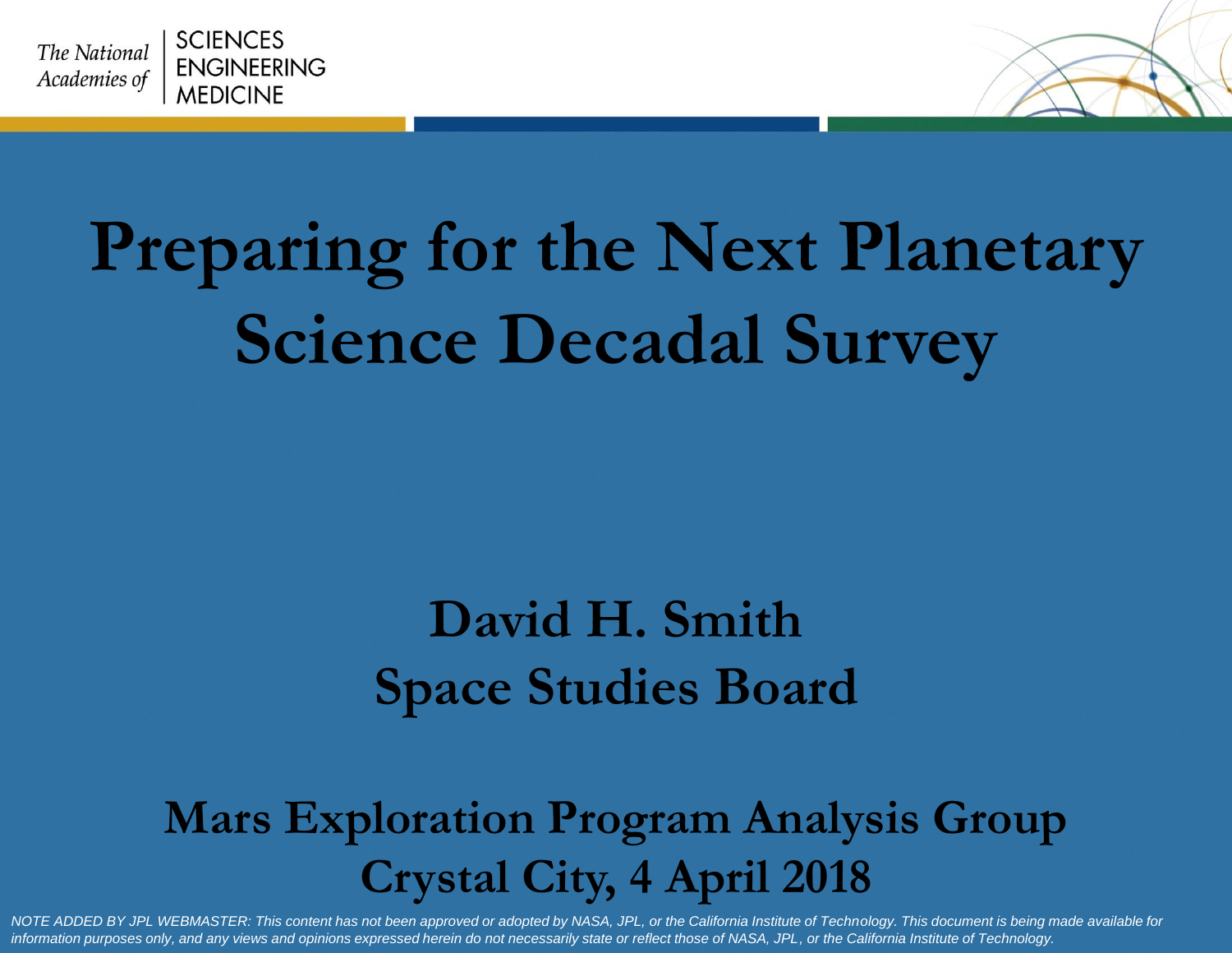The National Academies of SCIENCES ENGINEERING MEDICINE

# Preparing for the Next Planetary Science Decadal Survey

## David H. Smith
## Space Studies Board

## Mars Exploration Program Analysis Group
## Crystal City, 4 April 2018

*NOTE ADDED BY JPL WEBMASTER: This content has not been approved or adopted by NASA, JPL, or the California Institute of Technology. This document is being made available for information purposes only, and any views and opinions expressed herein do not necessarily state or reflect those of NASA, JPL, or the California Institute of Technology.*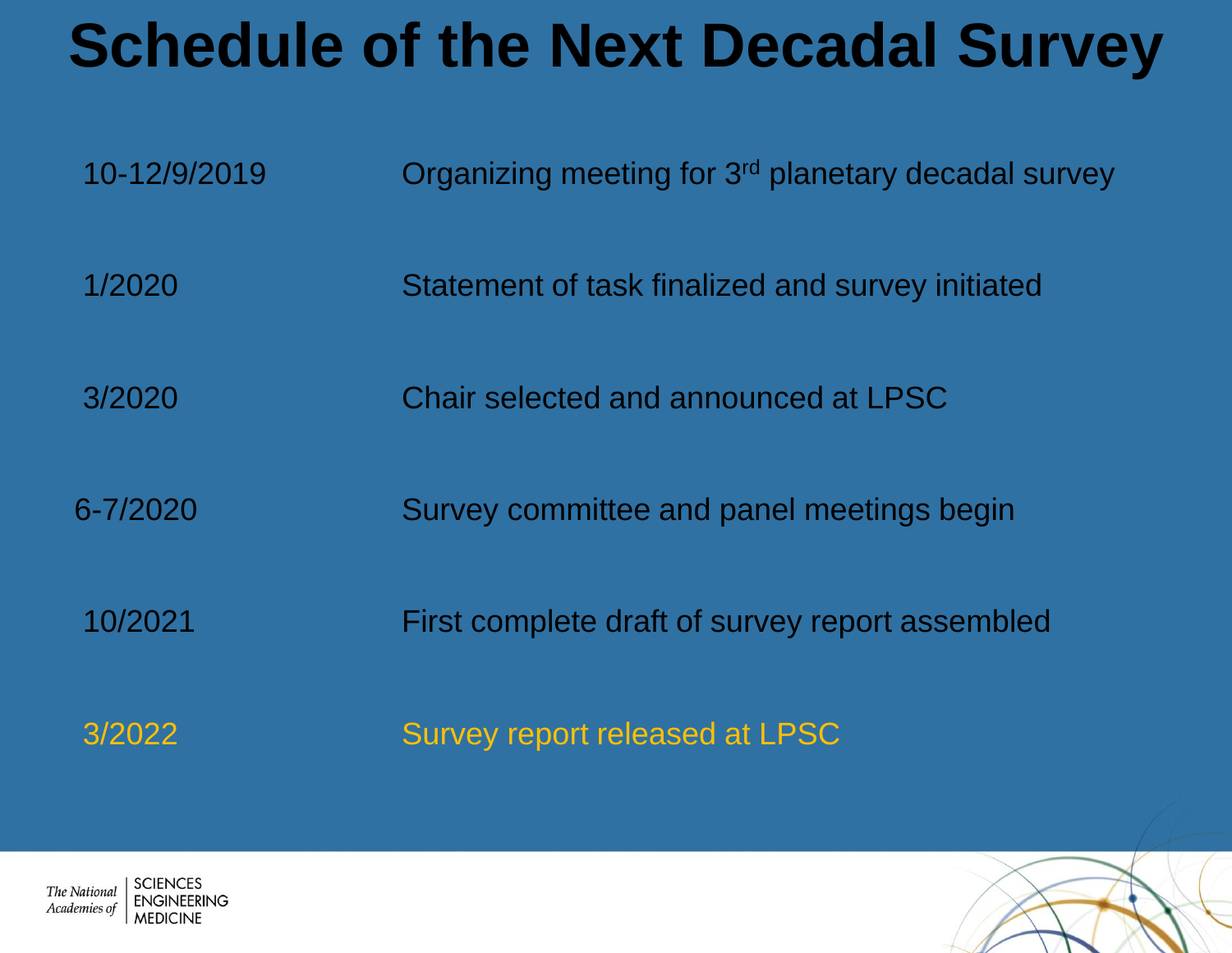# Schedule of the Next Decadal Survey

| | |
|---|---|
| 10-12/9/2019 | Organizing meeting for 3rd planetary decadal survey |
| 1/2020 | Statement of task finalized and survey initiated |
| 3/2020 | Chair selected and announced at LPSC |
| 6-7/2020 | Survey committee and panel meetings begin |
| 10/2021 | First complete draft of survey report assembled |
| 3/2022 | Survey report released at LPSC |

The National Academies of SCIENCES ENGINEERING MEDICINE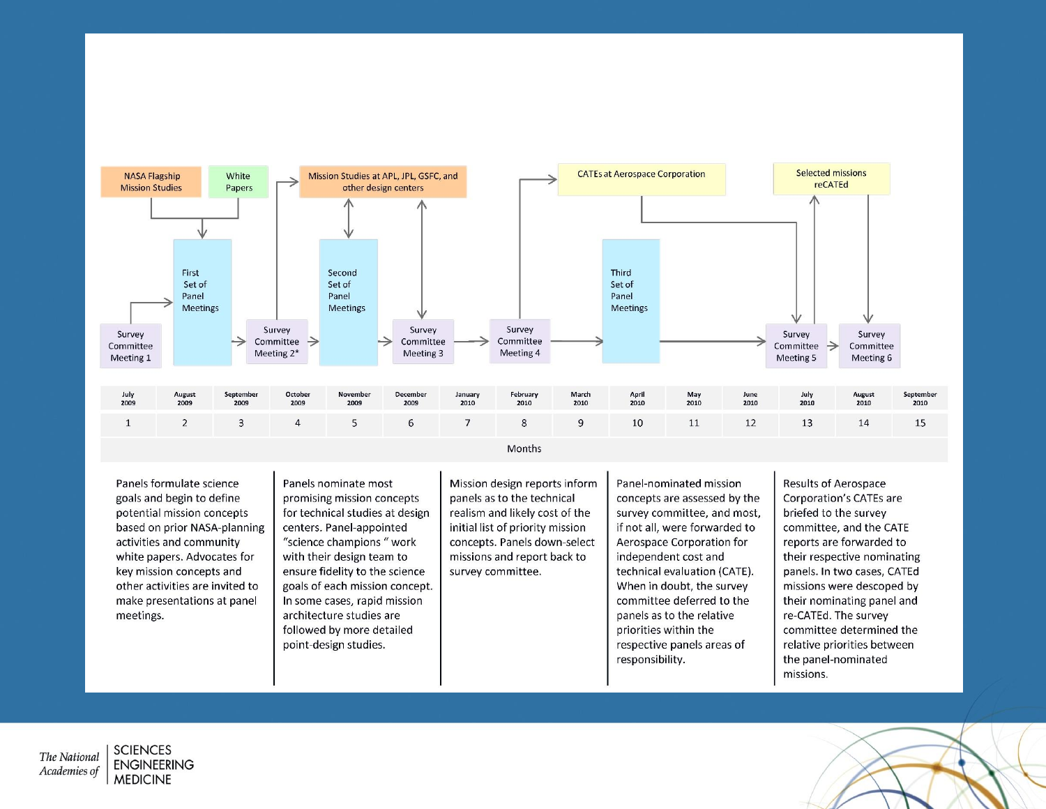NASA Flagship Mission Studies

White Papers

Mission Studies at APL, JPL, GSFC, and other design centers

CATEs at Aerospace Corporation

Selected missions reCATEd

Survey Committee Meeting 1

First Set of Panel Meetings

Survey Committee Meeting 2*

Second Set of Panel Meetings

Survey Committee Meeting 3

Survey Committee Meeting 4

Third Set of Panel Meetings

Survey Committee Meeting 5

Survey Committee Meeting 6

| July 2009 | August 2009 | September 2009 | October 2009 | November 2009 | December 2009 | January 2010 | February 2010 | March 2010 | April 2010 | May 2010 | June 2010 | July 2010 | August 2010 | September 2010 |
|---|---|---|---|---|---|---|---|---|---|---|---|---|---|---|
| 1 | 2 | 3 | 4 | 5 | 6 | 7 | 8 | 9 | 10 | 11 | 12 | 13 | 14 | 15 |

Months

Panels formulate science goals and begin to define potential mission concepts based on prior NASA-planning activities and community white papers. Advocates for key mission concepts and other activities are invited to make presentations at panel meetings.

Panels nominate most promising mission concepts for technical studies at design centers. Panel-appointed "science champions " work with their design team to ensure fidelity to the science goals of each mission concept. In some cases, rapid mission architecture studies are followed by more detailed point-design studies.

Mission design reports inform panels as to the technical realism and likely cost of the initial list of priority mission concepts. Panels down-select missions and report back to survey committee.

Panel-nominated mission concepts are assessed by the survey committee, and most, if not all, were forwarded to Aerospace Corporation for independent cost and technical evaluation (CATE). When in doubt, the survey committee deferred to the panels as to the relative priorities within the respective panels areas of responsibility.

Results of Aerospace Corporation's CATEs are briefed to the survey committee, and the CATE reports are forwarded to their respective nominating panels. In two cases, CATEd missions were descoped by their nominating panel and re-CATEd. The survey committee determined the relative priorities between the panel-nominated missions.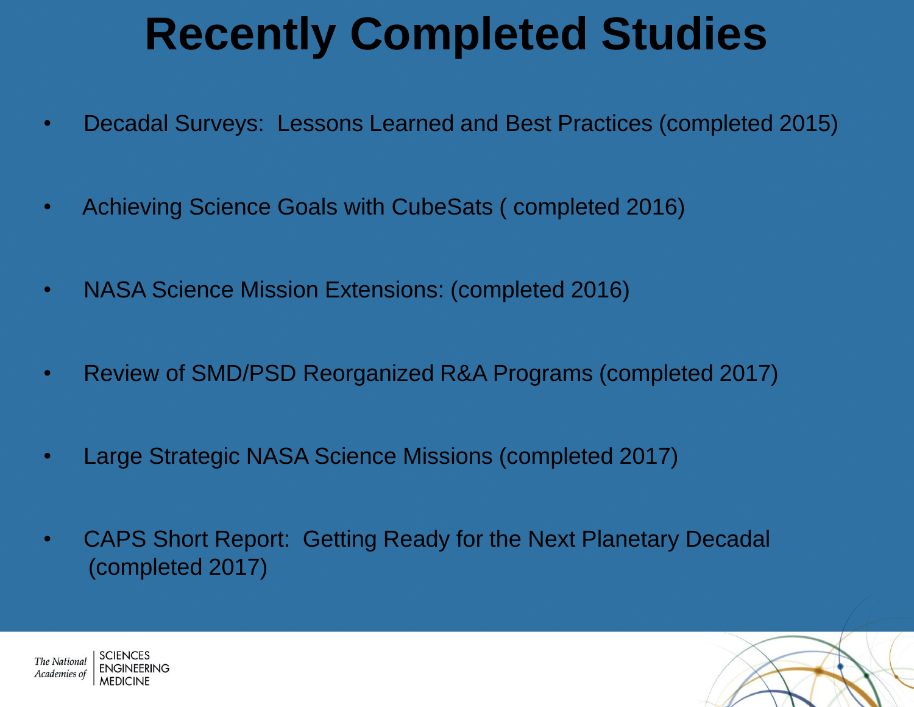# Recently Completed Studies

- Decadal Surveys: Lessons Learned and Best Practices (completed 2015)
- Achieving Science Goals with CubeSats ( completed 2016)
- NASA Science Mission Extensions: (completed 2016)
- Review of SMD/PSD Reorganized R&A Programs (completed 2017)
- Large Strategic NASA Science Missions (completed 2017)
- CAPS Short Report: Getting Ready for the Next Planetary Decadal (completed 2017)

*The National Academies of* SCIENCES ENGINEERING MEDICINE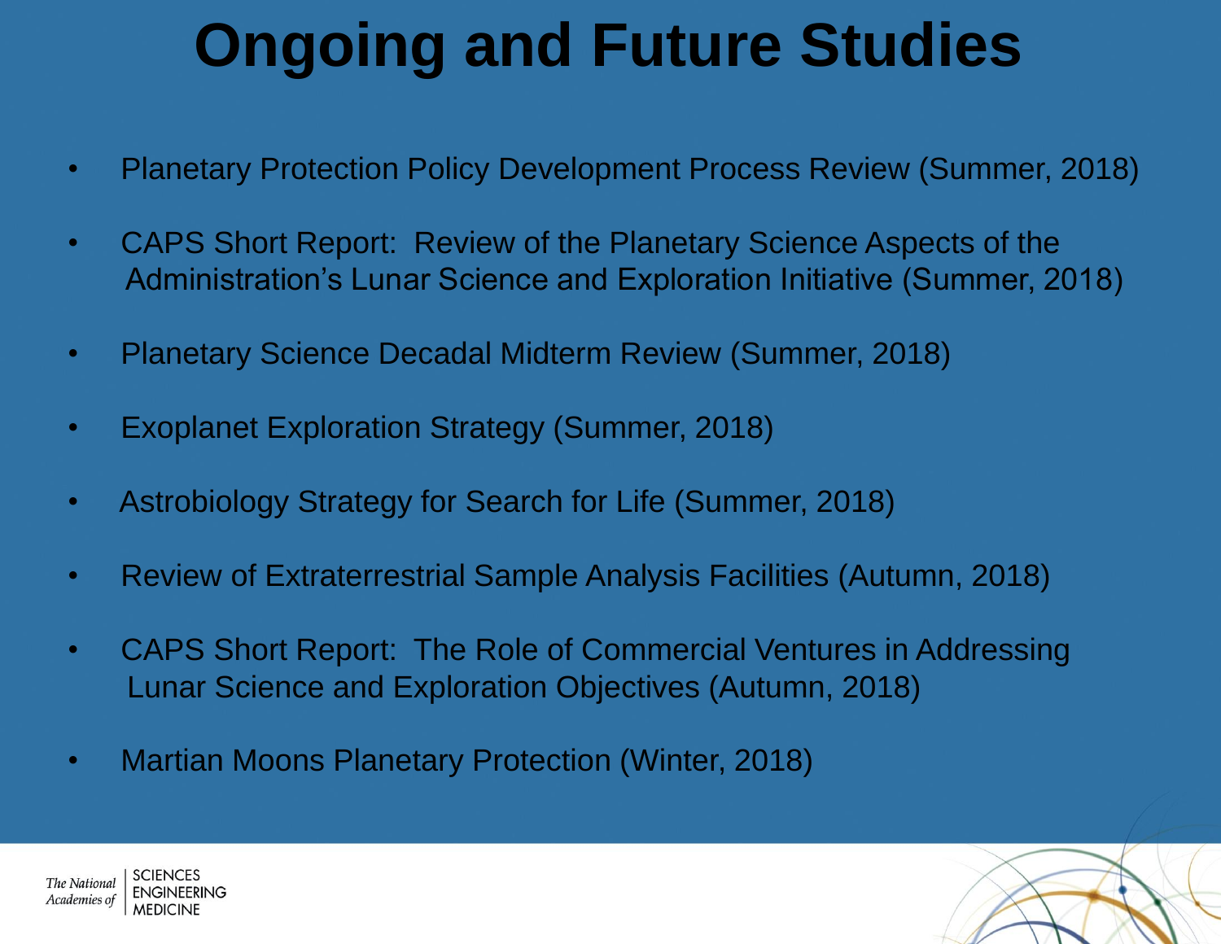# Ongoing and Future Studies

- Planetary Protection Policy Development Process Review (Summer, 2018)
- CAPS Short Report: Review of the Planetary Science Aspects of the Administration's Lunar Science and Exploration Initiative (Summer, 2018)
- Planetary Science Decadal Midterm Review (Summer, 2018)
- Exoplanet Exploration Strategy (Summer, 2018)
- Astrobiology Strategy for Search for Life (Summer, 2018)
- Review of Extraterrestrial Sample Analysis Facilities (Autumn, 2018)
- CAPS Short Report: The Role of Commercial Ventures in Addressing Lunar Science and Exploration Objectives (Autumn, 2018)
- Martian Moons Planetary Protection (Winter, 2018)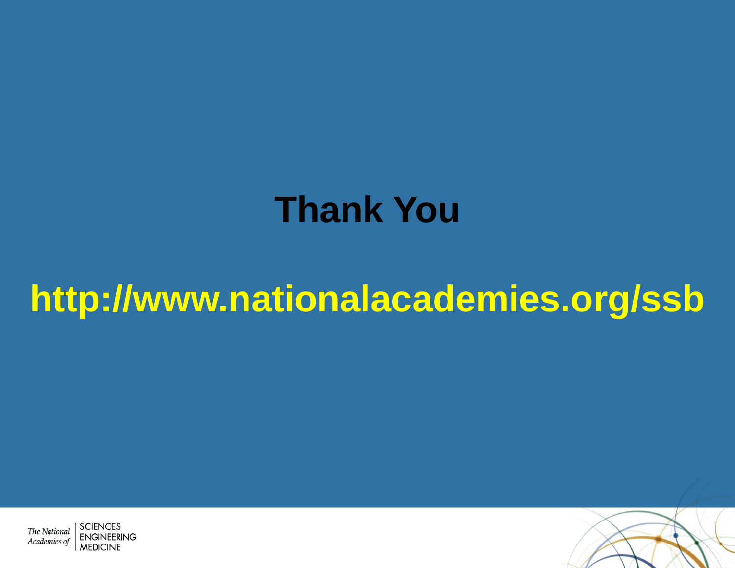# Thank You

**http://www.nationalacademies.org/ssb**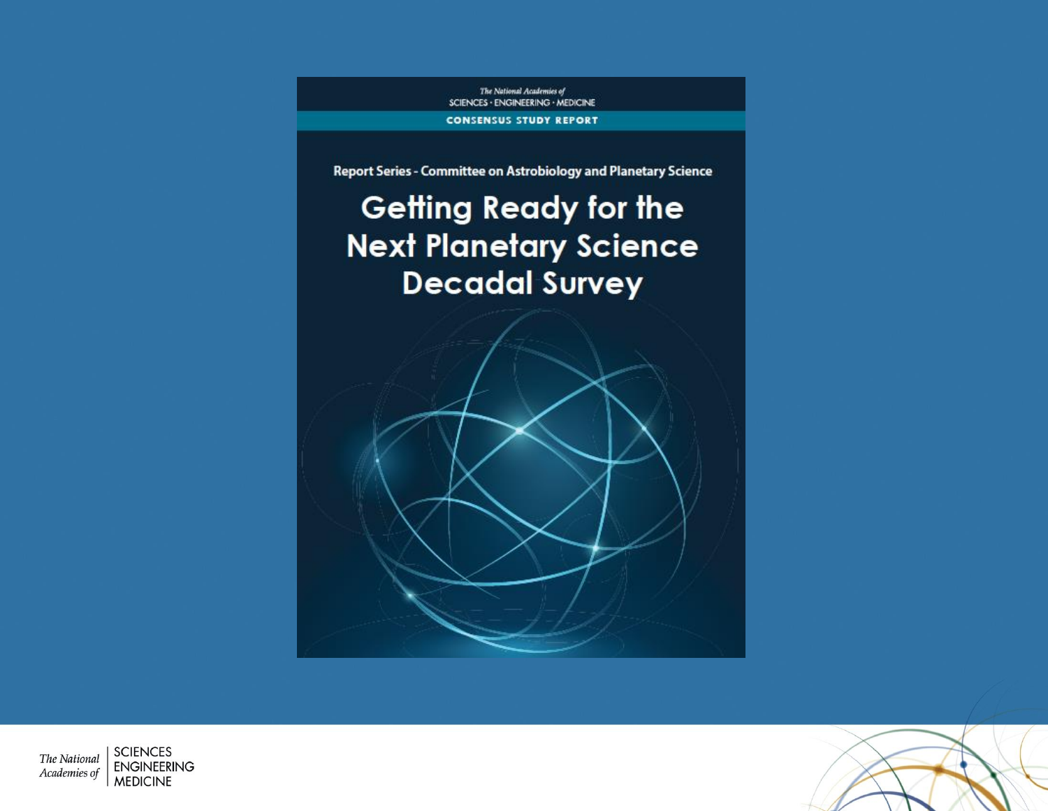The National Academies of SCIENCES · ENGINEERING · MEDICINE

CONSENSUS STUDY REPORT

Report Series - Committee on Astrobiology and Planetary Science

# Getting Ready for the Next Planetary Science Decadal Survey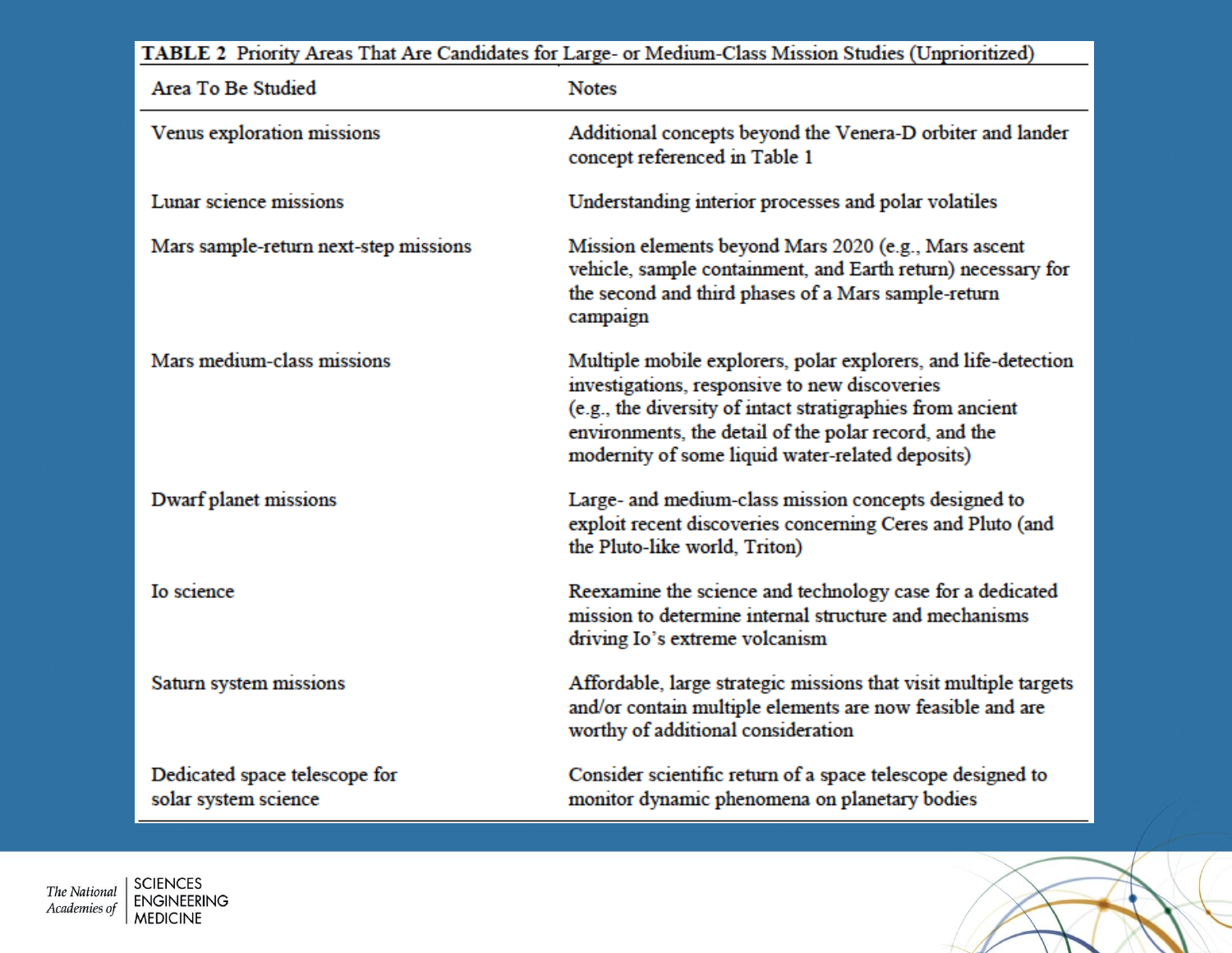**TABLE 2** Priority Areas That Are Candidates for Large- or Medium-Class Mission Studies (Unprioritized)

| Area To Be Studied | Notes |
|---|---|
| Venus exploration missions | Additional concepts beyond the Venera-D orbiter and lander concept referenced in Table 1 |
| Lunar science missions | Understanding interior processes and polar volatiles |
| Mars sample-return next-step missions | Mission elements beyond Mars 2020 (e.g., Mars ascent vehicle, sample containment, and Earth return) necessary for the second and third phases of a Mars sample-return campaign |
| Mars medium-class missions | Multiple mobile explorers, polar explorers, and life-detection investigations, responsive to new discoveries (e.g., the diversity of intact stratigraphies from ancient environments, the detail of the polar record, and the modernity of some liquid water-related deposits) |
| Dwarf planet missions | Large- and medium-class mission concepts designed to exploit recent discoveries concerning Ceres and Pluto (and the Pluto-like world, Triton) |
| Io science | Reexamine the science and technology case for a dedicated mission to determine internal structure and mechanisms driving Io's extreme volcanism |
| Saturn system missions | Affordable, large strategic missions that visit multiple targets and/or contain multiple elements are now feasible and are worthy of additional consideration |
| Dedicated space telescope for solar system science | Consider scientific return of a space telescope designed to monitor dynamic phenomena on planetary bodies |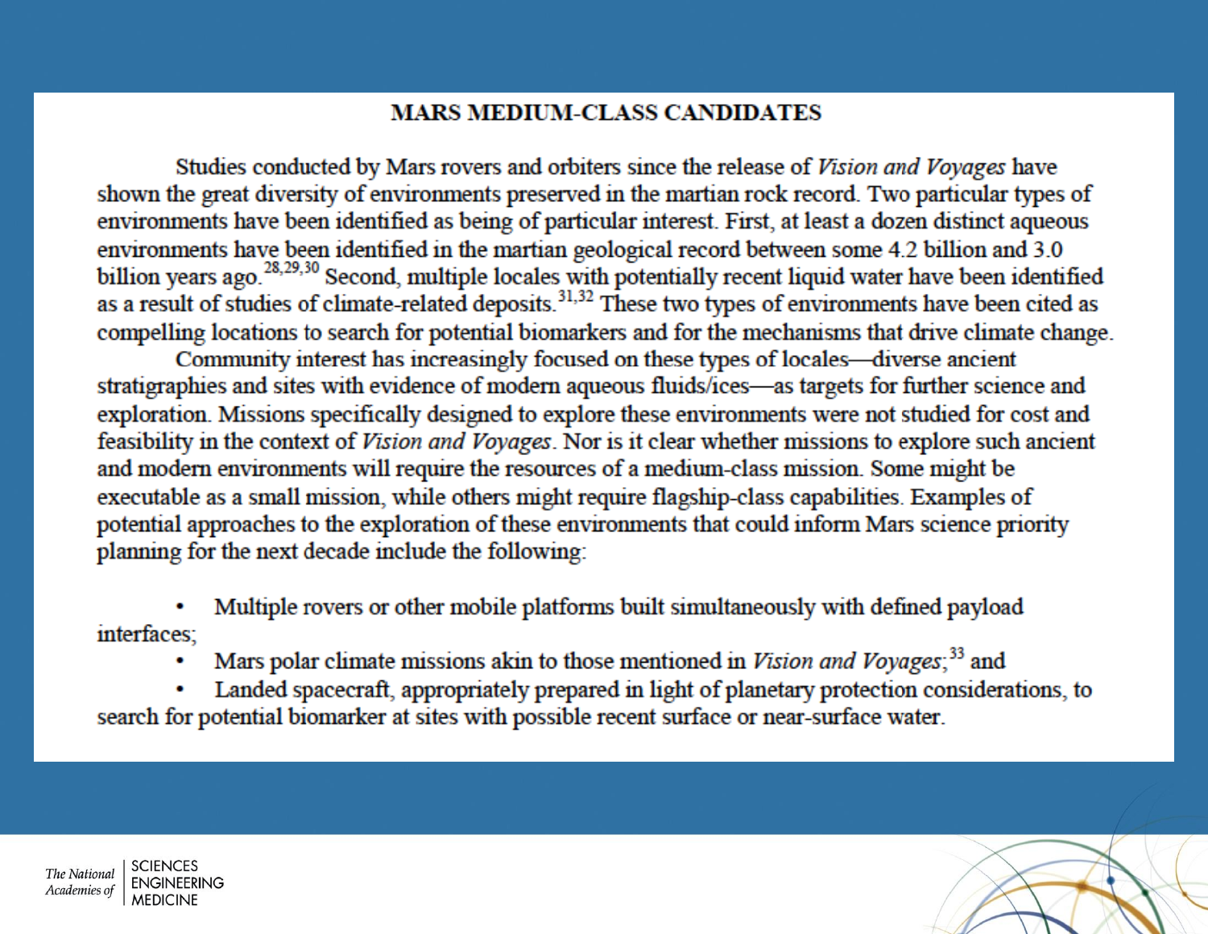## MARS MEDIUM-CLASS CANDIDATES

Studies conducted by Mars rovers and orbiters since the release of *Vision and Voyages* have shown the great diversity of environments preserved in the martian rock record. Two particular types of environments have been identified as being of particular interest. First, at least a dozen distinct aqueous environments have been identified in the martian geological record between some 4.2 billion and 3.0 billion years ago.[28,29,30] Second, multiple locales with potentially recent liquid water have been identified as a result of studies of climate-related deposits.[31,32] These two types of environments have been cited as compelling locations to search for potential biomarkers and for the mechanisms that drive climate change.

Community interest has increasingly focused on these types of locales—diverse ancient stratigraphies and sites with evidence of modern aqueous fluids/ices—as targets for further science and exploration. Missions specifically designed to explore these environments were not studied for cost and feasibility in the context of *Vision and Voyages*. Nor is it clear whether missions to explore such ancient and modern environments will require the resources of a medium-class mission. Some might be executable as a small mission, while others might require flagship-class capabilities. Examples of potential approaches to the exploration of these environments that could inform Mars science priority planning for the next decade include the following:

- Multiple rovers or other mobile platforms built simultaneously with defined payload interfaces;
- Mars polar climate missions akin to those mentioned in *Vision and Voyages*;[33] and
- Landed spacecraft, appropriately prepared in light of planetary protection considerations, to search for potential biomarker at sites with possible recent surface or near-surface water.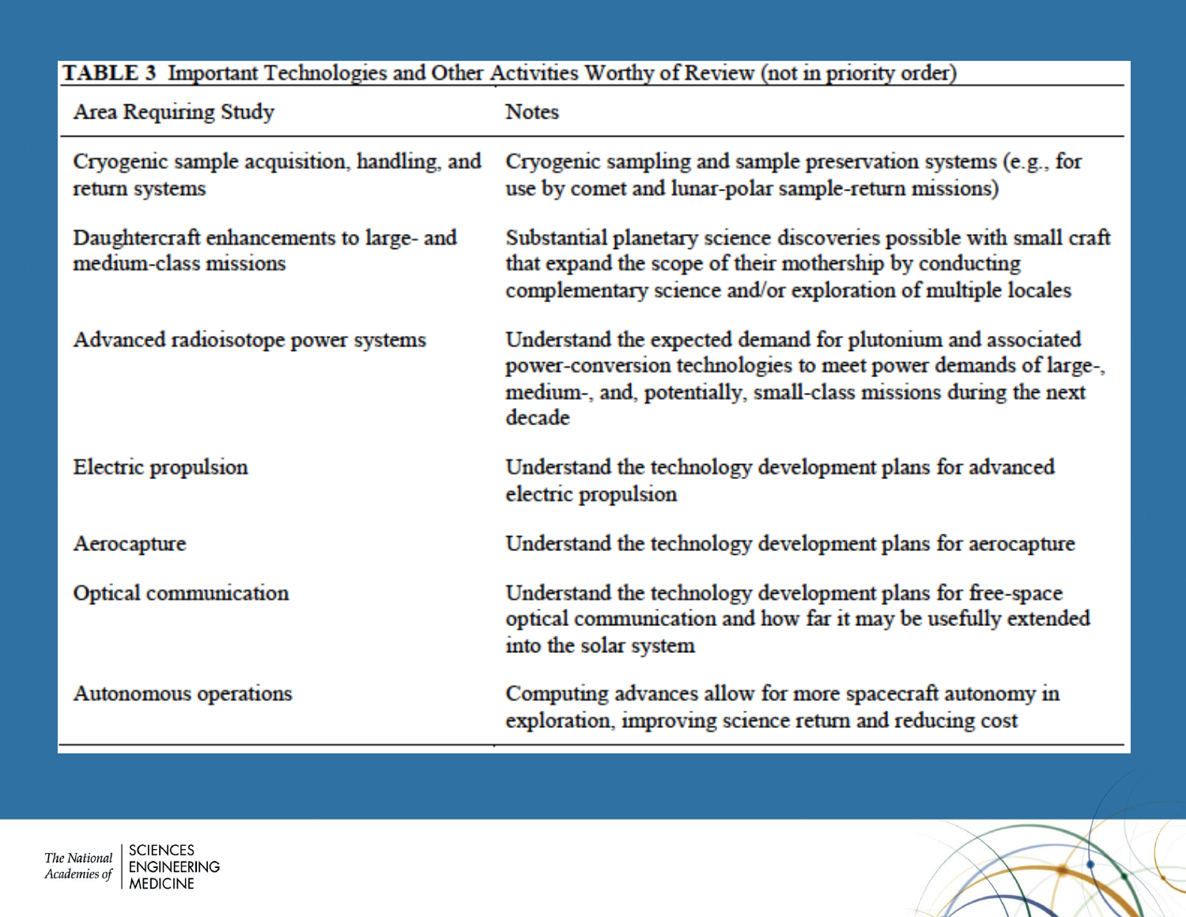**TABLE 3** Important Technologies and Other Activities Worthy of Review (not in priority order)

| Area Requiring Study | Notes |
|---|---|
| Cryogenic sample acquisition, handling, and return systems | Cryogenic sampling and sample preservation systems (e.g., for use by comet and lunar-polar sample-return missions) |
| Daughtercraft enhancements to large- and medium-class missions | Substantial planetary science discoveries possible with small craft that expand the scope of their mothership by conducting complementary science and/or exploration of multiple locales |
| Advanced radioisotope power systems | Understand the expected demand for plutonium and associated power-conversion technologies to meet power demands of large-, medium-, and, potentially, small-class missions during the next decade |
| Electric propulsion | Understand the technology development plans for advanced electric propulsion |
| Aerocapture | Understand the technology development plans for aerocapture |
| Optical communication | Understand the technology development plans for free-space optical communication and how far it may be usefully extended into the solar system |
| Autonomous operations | Computing advances allow for more spacecraft autonomy in exploration, improving science return and reducing cost |